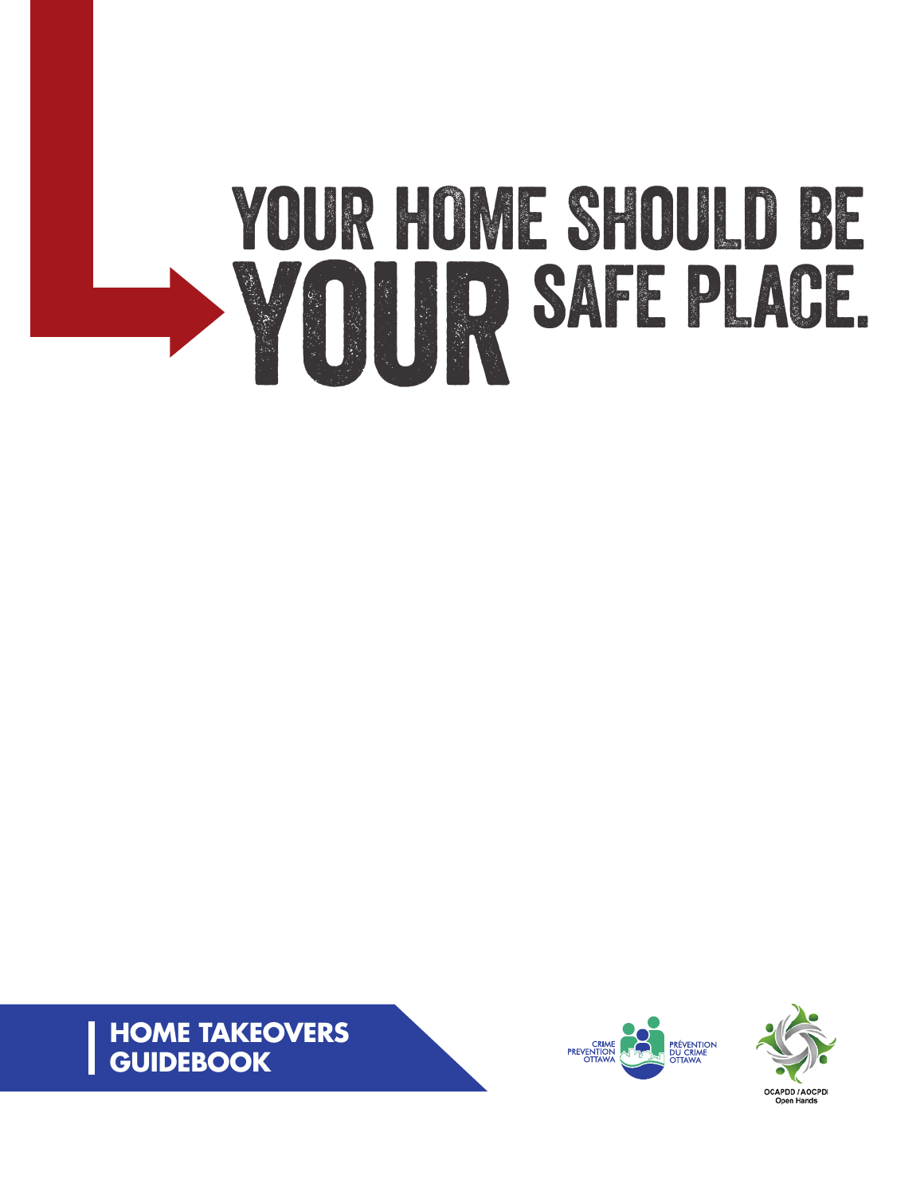# YOUR HOME SHOULD BE YOUR SAFE PLACE.

**HOME TAKEOVERS GUIDEBOOK**

CRIME PREVENTION OTTAWA

PRÉVENTION DU CRIME OTTAWA

OCAPDD / AOCPDI

Open Hands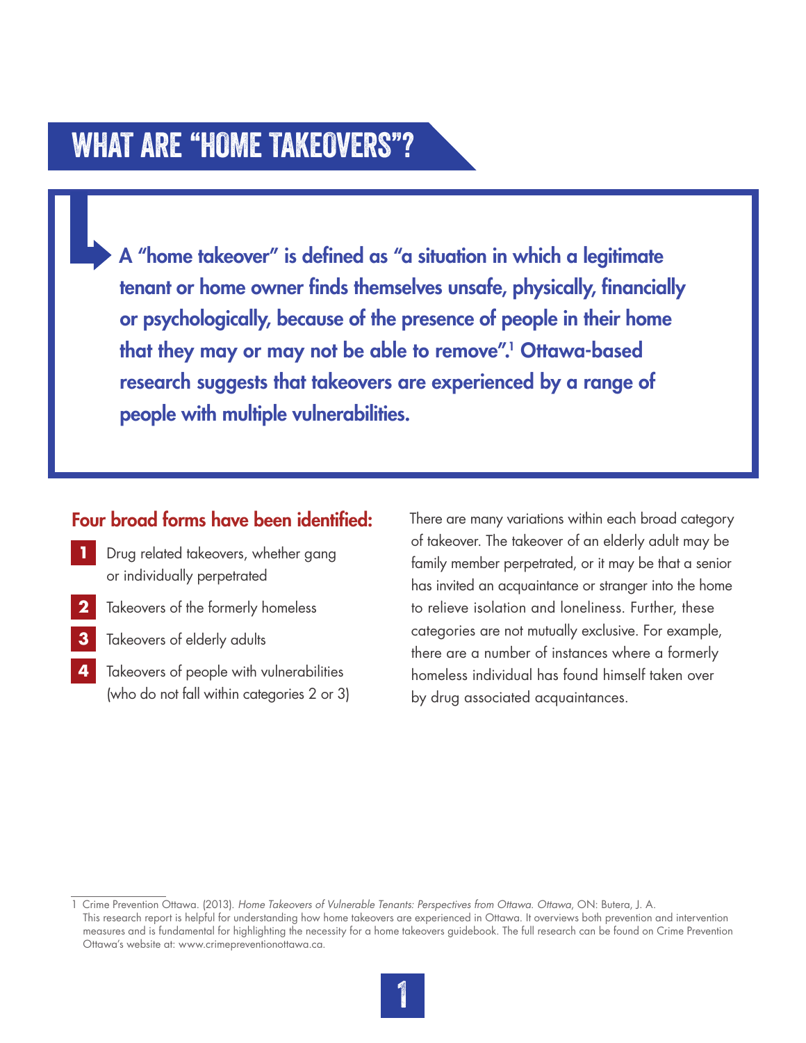# WHAT ARE "HOME TAKEOVERS"?

**A "home takeover" is defined as "a situation in which a legitimate tenant or home owner finds themselves unsafe, physically, financially or psychologically, because of the presence of people in their home that they may or may not be able to remove".[1] Ottawa-based research suggests that takeovers are experienced by a range of people with multiple vulnerabilities.**

## Four broad forms have been identified:

1. Drug related takeovers, whether gang or individually perpetrated
2. Takeovers of the formerly homeless
3. Takeovers of elderly adults
4. Takeovers of people with vulnerabilities (who do not fall within categories 2 or 3)

There are many variations within each broad category of takeover. The takeover of an elderly adult may be family member perpetrated, or it may be that a senior has invited an acquaintance or stranger into the home to relieve isolation and loneliness. Further, these categories are not mutually exclusive. For example, there are a number of instances where a formerly homeless individual has found himself taken over by drug associated acquaintances.

---

1 Crime Prevention Ottawa. (2013). *Home Takeovers of Vulnerable Tenants: Perspectives from Ottawa. Ottawa*, ON: Butera, J. A. This research report is helpful for understanding how home takeovers are experienced in Ottawa. It overviews both prevention and intervention measures and is fundamental for highlighting the necessity for a home takeovers guidebook. The full research can be found on Crime Prevention Ottawa's website at: www.crimepreventionottawa.ca.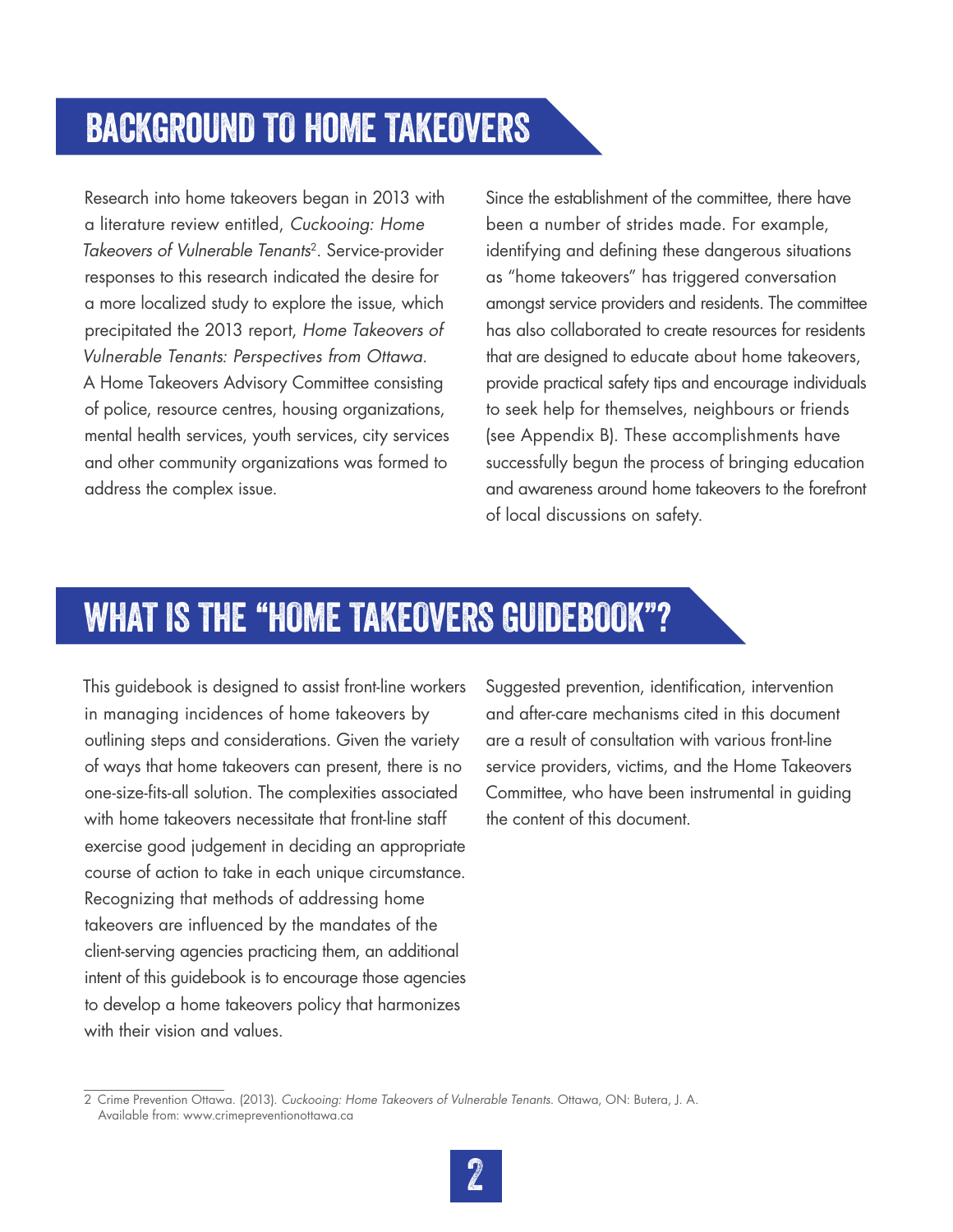## BACKGROUND TO HOME TAKEOVERS

Research into home takeovers began in 2013 with a literature review entitled, *Cuckooing: Home Takeovers of Vulnerable Tenants*[2]. Service-provider responses to this research indicated the desire for a more localized study to explore the issue, which precipitated the 2013 report, *Home Takeovers of Vulnerable Tenants: Perspectives from Ottawa*. A Home Takeovers Advisory Committee consisting of police, resource centres, housing organizations, mental health services, youth services, city services and other community organizations was formed to address the complex issue.

Since the establishment of the committee, there have been a number of strides made. For example, identifying and defining these dangerous situations as "home takeovers" has triggered conversation amongst service providers and residents. The committee has also collaborated to create resources for residents that are designed to educate about home takeovers, provide practical safety tips and encourage individuals to seek help for themselves, neighbours or friends (see Appendix B). These accomplishments have successfully begun the process of bringing education and awareness around home takeovers to the forefront of local discussions on safety.

## WHAT IS THE "HOME TAKEOVERS GUIDEBOOK"?

This guidebook is designed to assist front-line workers in managing incidences of home takeovers by outlining steps and considerations. Given the variety of ways that home takeovers can present, there is no one-size-fits-all solution. The complexities associated with home takeovers necessitate that front-line staff exercise good judgement in deciding an appropriate course of action to take in each unique circumstance. Recognizing that methods of addressing home takeovers are influenced by the mandates of the client-serving agencies practicing them, an additional intent of this guidebook is to encourage those agencies to develop a home takeovers policy that harmonizes with their vision and values.

Suggested prevention, identification, intervention and after-care mechanisms cited in this document are a result of consultation with various front-line service providers, victims, and the Home Takeovers Committee, who have been instrumental in guiding the content of this document.

---

2 Crime Prevention Ottawa. (2013). *Cuckooing: Home Takeovers of Vulnerable Tenants.* Ottawa, ON: Butera, J. A. Available from: www.crimepreventionottawa.ca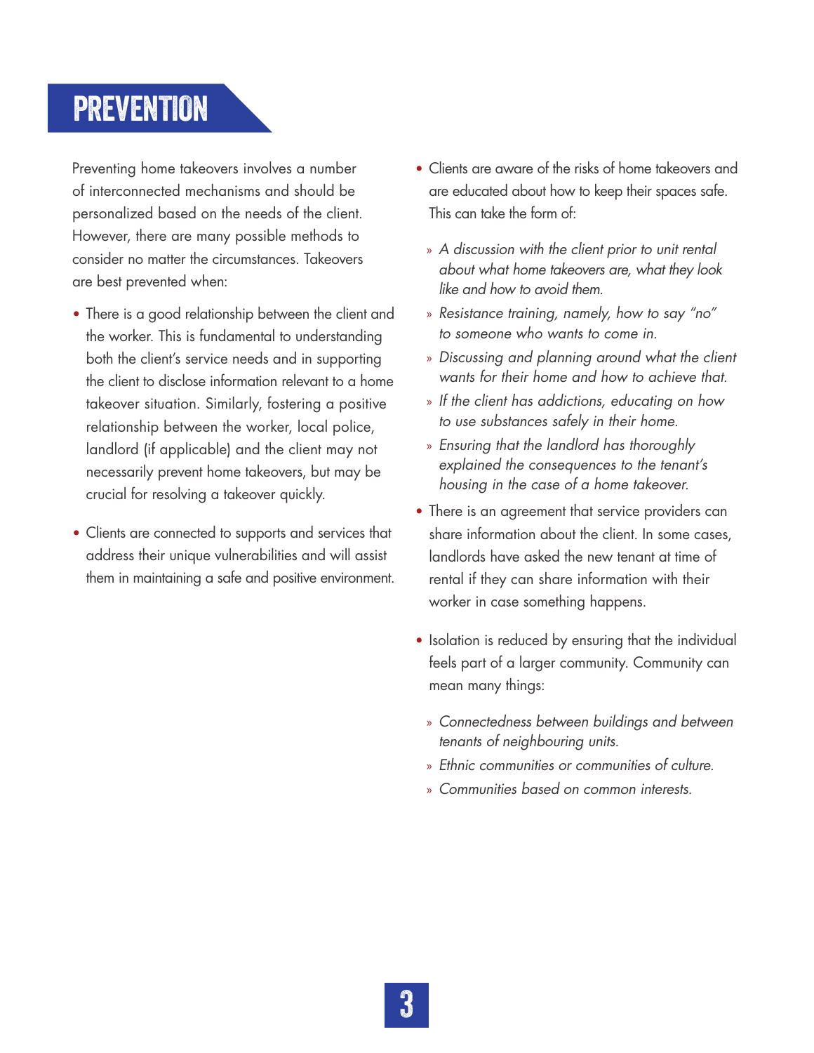# PREVENTION

Preventing home takeovers involves a number of interconnected mechanisms and should be personalized based on the needs of the client. However, there are many possible methods to consider no matter the circumstances. Takeovers are best prevented when:

- There is a good relationship between the client and the worker. This is fundamental to understanding both the client's service needs and in supporting the client to disclose information relevant to a home takeover situation. Similarly, fostering a positive relationship between the worker, local police, landlord (if applicable) and the client may not necessarily prevent home takeovers, but may be crucial for resolving a takeover quickly.
- Clients are connected to supports and services that address their unique vulnerabilities and will assist them in maintaining a safe and positive environment.
- Clients are aware of the risks of home takeovers and are educated about how to keep their spaces safe. This can take the form of:
  - *A discussion with the client prior to unit rental about what home takeovers are, what they look like and how to avoid them.*
  - *Resistance training, namely, how to say "no" to someone who wants to come in.*
  - *Discussing and planning around what the client wants for their home and how to achieve that.*
  - *If the client has addictions, educating on how to use substances safely in their home.*
  - *Ensuring that the landlord has thoroughly explained the consequences to the tenant's housing in the case of a home takeover.*
- There is an agreement that service providers can share information about the client. In some cases, landlords have asked the new tenant at time of rental if they can share information with their worker in case something happens.
- Isolation is reduced by ensuring that the individual feels part of a larger community. Community can mean many things:
  - *Connectedness between buildings and between tenants of neighbouring units.*
  - *Ethnic communities or communities of culture.*
  - *Communities based on common interests.*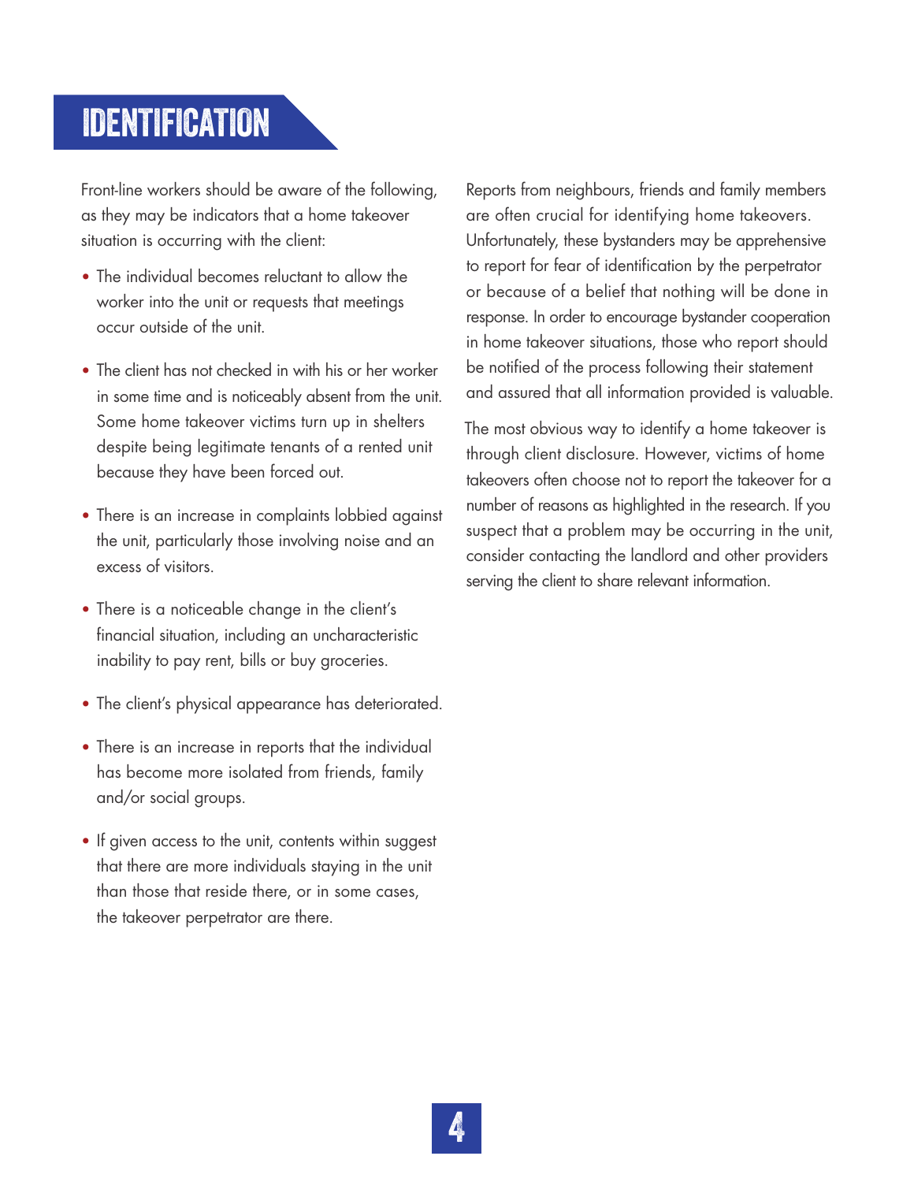# IDENTIFICATION

Front-line workers should be aware of the following, as they may be indicators that a home takeover situation is occurring with the client:

- The individual becomes reluctant to allow the worker into the unit or requests that meetings occur outside of the unit.
- The client has not checked in with his or her worker in some time and is noticeably absent from the unit. Some home takeover victims turn up in shelters despite being legitimate tenants of a rented unit because they have been forced out.
- There is an increase in complaints lobbied against the unit, particularly those involving noise and an excess of visitors.
- There is a noticeable change in the client's financial situation, including an uncharacteristic inability to pay rent, bills or buy groceries.
- The client's physical appearance has deteriorated.
- There is an increase in reports that the individual has become more isolated from friends, family and/or social groups.
- If given access to the unit, contents within suggest that there are more individuals staying in the unit than those that reside there, or in some cases, the takeover perpetrator are there.

Reports from neighbours, friends and family members are often crucial for identifying home takeovers. Unfortunately, these bystanders may be apprehensive to report for fear of identification by the perpetrator or because of a belief that nothing will be done in response. In order to encourage bystander cooperation in home takeover situations, those who report should be notified of the process following their statement and assured that all information provided is valuable.

The most obvious way to identify a home takeover is through client disclosure. However, victims of home takeovers often choose not to report the takeover for a number of reasons as highlighted in the research. If you suspect that a problem may be occurring in the unit, consider contacting the landlord and other providers serving the client to share relevant information.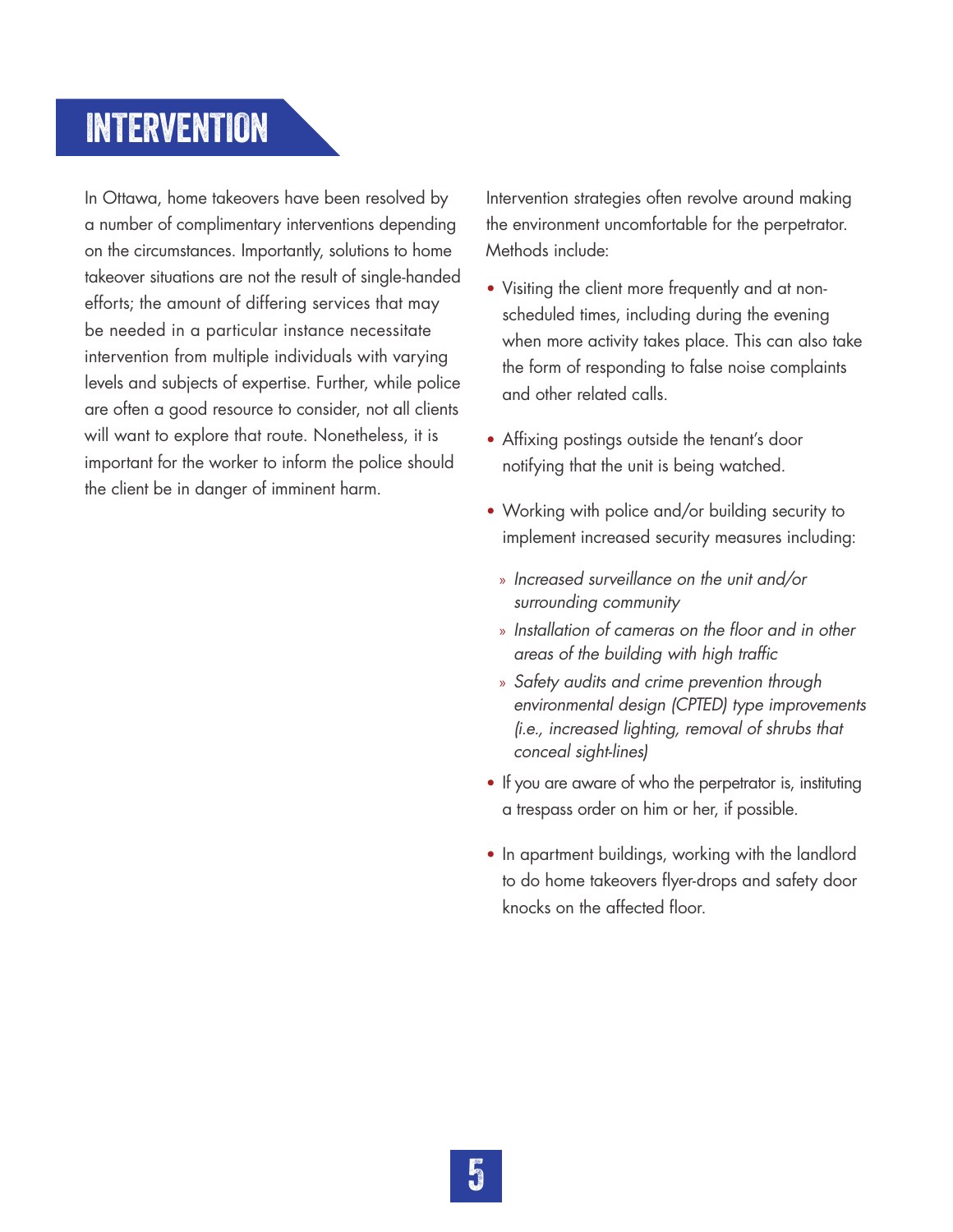# INTERVENTION

In Ottawa, home takeovers have been resolved by a number of complimentary interventions depending on the circumstances. Importantly, solutions to home takeover situations are not the result of single-handed efforts; the amount of differing services that may be needed in a particular instance necessitate intervention from multiple individuals with varying levels and subjects of expertise. Further, while police are often a good resource to consider, not all clients will want to explore that route. Nonetheless, it is important for the worker to inform the police should the client be in danger of imminent harm.

Intervention strategies often revolve around making the environment uncomfortable for the perpetrator. Methods include:

- Visiting the client more frequently and at non-scheduled times, including during the evening when more activity takes place. This can also take the form of responding to false noise complaints and other related calls.
- Affixing postings outside the tenant's door notifying that the unit is being watched.
- Working with police and/or building security to implement increased security measures including:
  - *Increased surveillance on the unit and/or surrounding community*
  - *Installation of cameras on the floor and in other areas of the building with high traffic*
  - *Safety audits and crime prevention through environmental design (CPTED) type improvements (i.e., increased lighting, removal of shrubs that conceal sight-lines)*
- If you are aware of who the perpetrator is, instituting a trespass order on him or her, if possible.
- In apartment buildings, working with the landlord to do home takeovers flyer-drops and safety door knocks on the affected floor.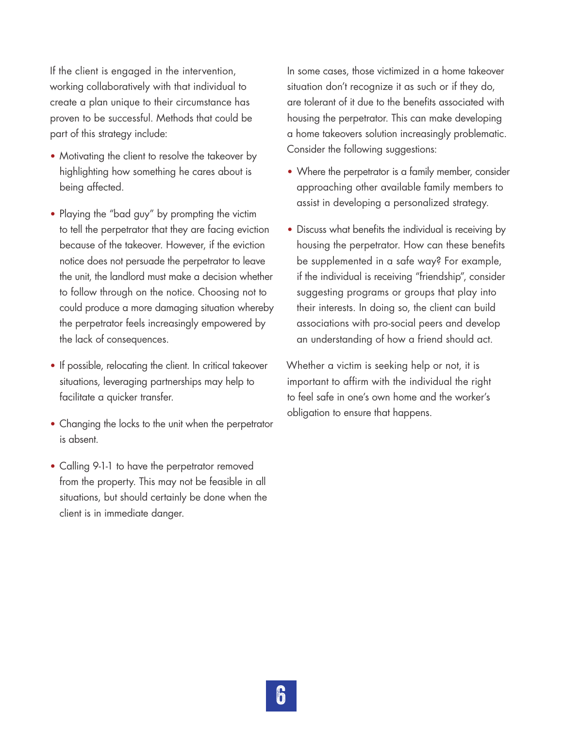If the client is engaged in the intervention, working collaboratively with that individual to create a plan unique to their circumstance has proven to be successful. Methods that could be part of this strategy include:

- Motivating the client to resolve the takeover by highlighting how something he cares about is being affected.
- Playing the "bad guy" by prompting the victim to tell the perpetrator that they are facing eviction because of the takeover. However, if the eviction notice does not persuade the perpetrator to leave the unit, the landlord must make a decision whether to follow through on the notice. Choosing not to could produce a more damaging situation whereby the perpetrator feels increasingly empowered by the lack of consequences.
- If possible, relocating the client. In critical takeover situations, leveraging partnerships may help to facilitate a quicker transfer.
- Changing the locks to the unit when the perpetrator is absent.
- Calling 9-1-1 to have the perpetrator removed from the property. This may not be feasible in all situations, but should certainly be done when the client is in immediate danger.

In some cases, those victimized in a home takeover situation don't recognize it as such or if they do, are tolerant of it due to the benefits associated with housing the perpetrator. This can make developing a home takeovers solution increasingly problematic. Consider the following suggestions:

- Where the perpetrator is a family member, consider approaching other available family members to assist in developing a personalized strategy.
- Discuss what benefits the individual is receiving by housing the perpetrator. How can these benefits be supplemented in a safe way? For example, if the individual is receiving "friendship", consider suggesting programs or groups that play into their interests. In doing so, the client can build associations with pro-social peers and develop an understanding of how a friend should act.

Whether a victim is seeking help or not, it is important to affirm with the individual the right to feel safe in one's own home and the worker's obligation to ensure that happens.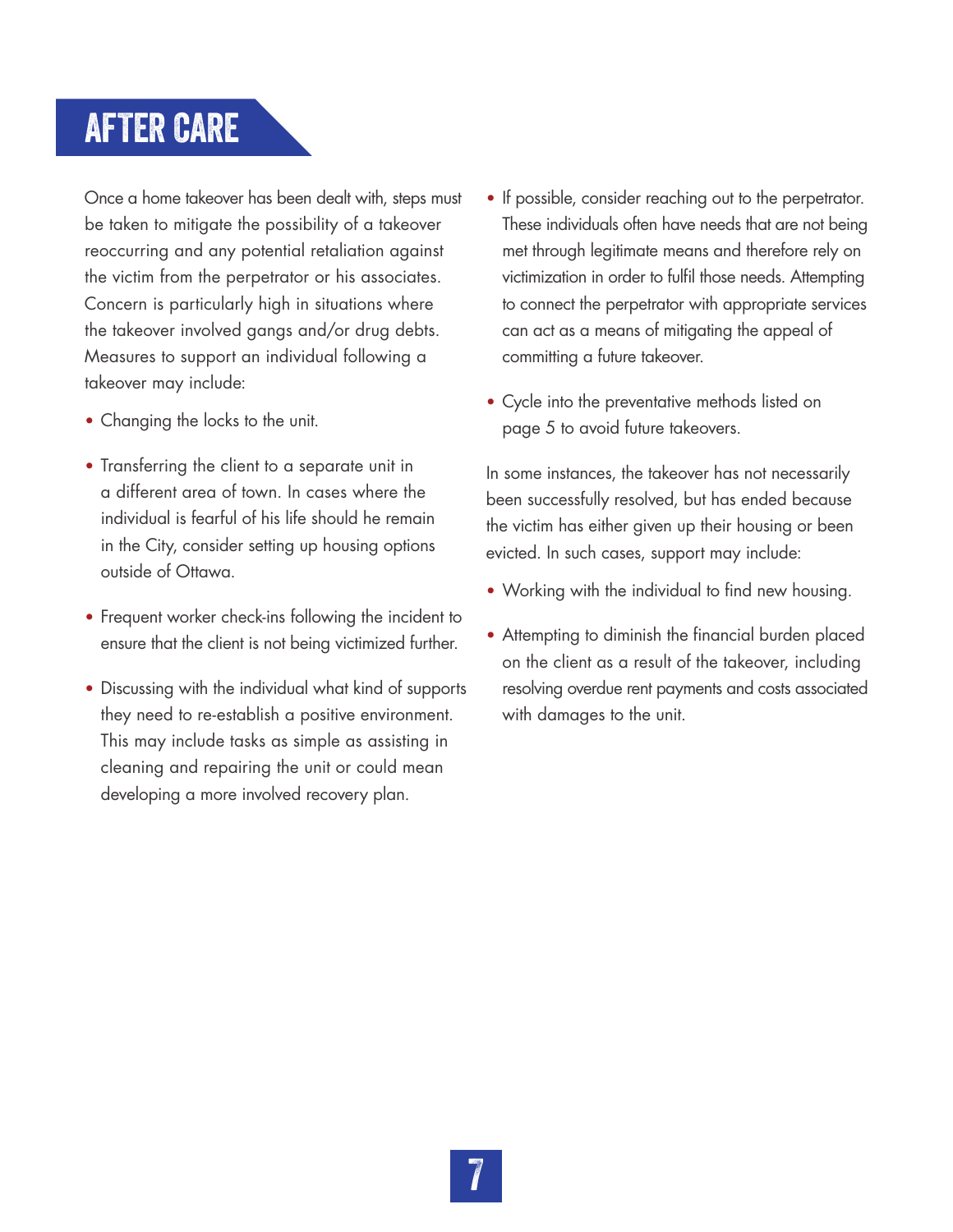# AFTER CARE

Once a home takeover has been dealt with, steps must be taken to mitigate the possibility of a takeover reoccurring and any potential retaliation against the victim from the perpetrator or his associates. Concern is particularly high in situations where the takeover involved gangs and/or drug debts. Measures to support an individual following a takeover may include:

- Changing the locks to the unit.
- Transferring the client to a separate unit in a different area of town. In cases where the individual is fearful of his life should he remain in the City, consider setting up housing options outside of Ottawa.
- Frequent worker check-ins following the incident to ensure that the client is not being victimized further.
- Discussing with the individual what kind of supports they need to re-establish a positive environment. This may include tasks as simple as assisting in cleaning and repairing the unit or could mean developing a more involved recovery plan.
- If possible, consider reaching out to the perpetrator. These individuals often have needs that are not being met through legitimate means and therefore rely on victimization in order to fulfil those needs. Attempting to connect the perpetrator with appropriate services can act as a means of mitigating the appeal of committing a future takeover.
- Cycle into the preventative methods listed on page 5 to avoid future takeovers.

In some instances, the takeover has not necessarily been successfully resolved, but has ended because the victim has either given up their housing or been evicted. In such cases, support may include:

- Working with the individual to find new housing.
- Attempting to diminish the financial burden placed on the client as a result of the takeover, including resolving overdue rent payments and costs associated with damages to the unit.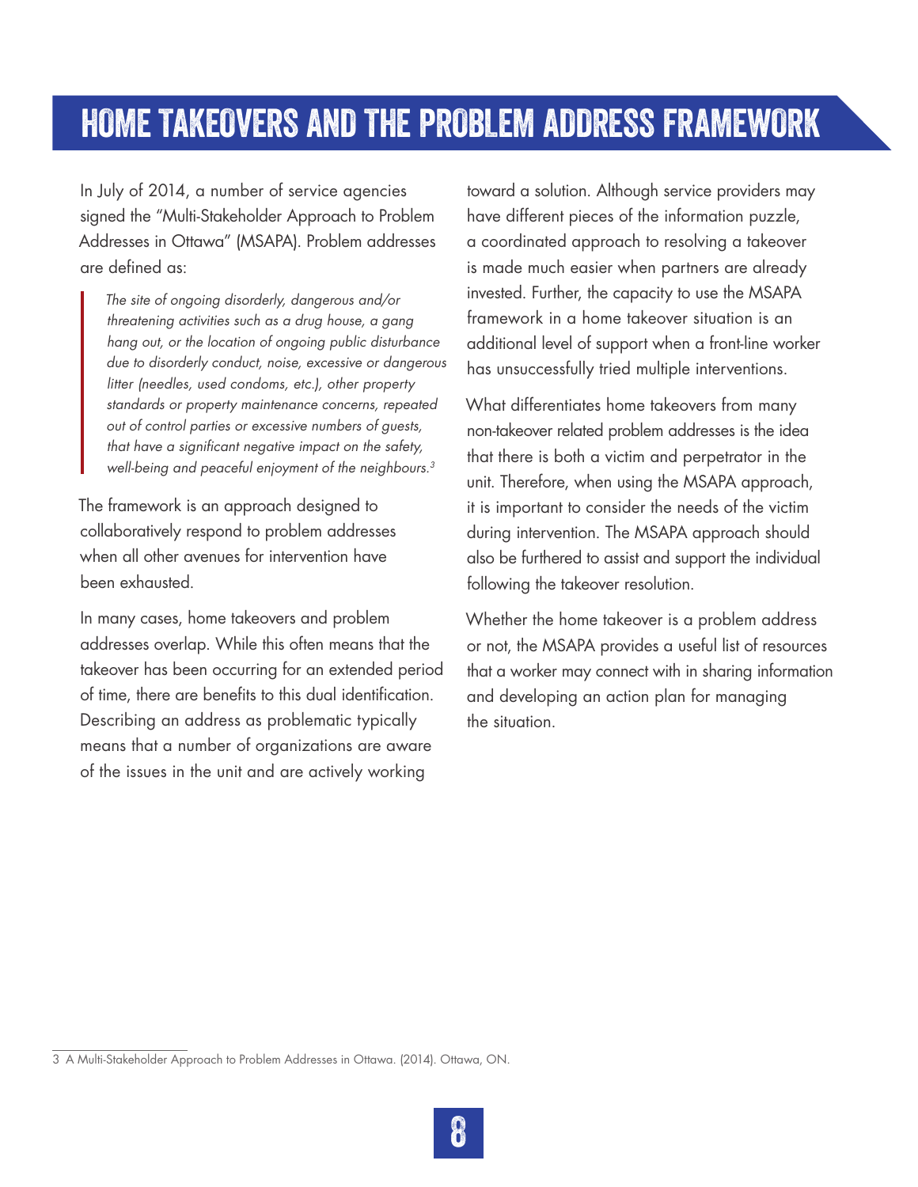# HOME TAKEOVERS AND THE PROBLEM ADDRESS FRAMEWORK

In July of 2014, a number of service agencies signed the "Multi-Stakeholder Approach to Problem Addresses in Ottawa" (MSAPA). Problem addresses are defined as:

> *The site of ongoing disorderly, dangerous and/or threatening activities such as a drug house, a gang hang out, or the location of ongoing public disturbance due to disorderly conduct, noise, excessive or dangerous litter (needles, used condoms, etc.), other property standards or property maintenance concerns, repeated out of control parties or excessive numbers of guests, that have a significant negative impact on the safety, well-being and peaceful enjoyment of the neighbours.*[3]

The framework is an approach designed to collaboratively respond to problem addresses when all other avenues for intervention have been exhausted.

In many cases, home takeovers and problem addresses overlap. While this often means that the takeover has been occurring for an extended period of time, there are benefits to this dual identification. Describing an address as problematic typically means that a number of organizations are aware of the issues in the unit and are actively working toward a solution. Although service providers may have different pieces of the information puzzle, a coordinated approach to resolving a takeover is made much easier when partners are already invested. Further, the capacity to use the MSAPA framework in a home takeover situation is an additional level of support when a front-line worker has unsuccessfully tried multiple interventions.

What differentiates home takeovers from many non-takeover related problem addresses is the idea that there is both a victim and perpetrator in the unit. Therefore, when using the MSAPA approach, it is important to consider the needs of the victim during intervention. The MSAPA approach should also be furthered to assist and support the individual following the takeover resolution.

Whether the home takeover is a problem address or not, the MSAPA provides a useful list of resources that a worker may connect with in sharing information and developing an action plan for managing the situation.

---

3 A Multi-Stakeholder Approach to Problem Addresses in Ottawa. (2014). Ottawa, ON.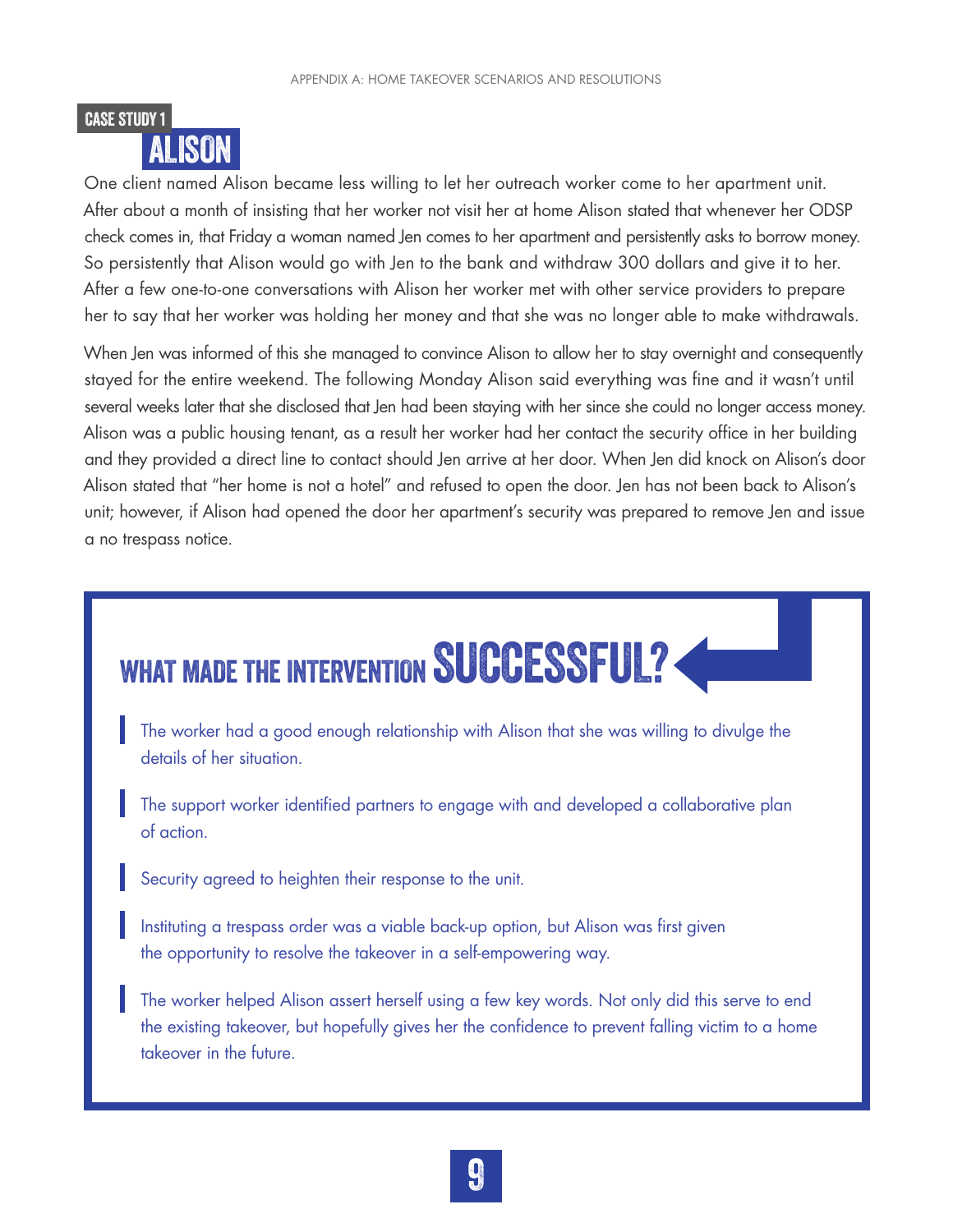## CASE STUDY 1

# ALISON

One client named Alison became less willing to let her outreach worker come to her apartment unit. After about a month of insisting that her worker not visit her at home Alison stated that whenever her ODSP check comes in, that Friday a woman named Jen comes to her apartment and persistently asks to borrow money. So persistently that Alison would go with Jen to the bank and withdraw 300 dollars and give it to her. After a few one-to-one conversations with Alison her worker met with other service providers to prepare her to say that her worker was holding her money and that she was no longer able to make withdrawals.

When Jen was informed of this she managed to convince Alison to allow her to stay overnight and consequently stayed for the entire weekend. The following Monday Alison said everything was fine and it wasn't until several weeks later that she disclosed that Jen had been staying with her since she could no longer access money. Alison was a public housing tenant, as a result her worker had her contact the security office in her building and they provided a direct line to contact should Jen arrive at her door. When Jen did knock on Alison's door Alison stated that "her home is not a hotel" and refused to open the door. Jen has not been back to Alison's unit; however, if Alison had opened the door her apartment's security was prepared to remove Jen and issue a no trespass notice.

## WHAT MADE THE INTERVENTION SUCCESSFUL?

- The worker had a good enough relationship with Alison that she was willing to divulge the details of her situation.
- The support worker identified partners to engage with and developed a collaborative plan of action.
- Security agreed to heighten their response to the unit.
- Instituting a trespass order was a viable back-up option, but Alison was first given the opportunity to resolve the takeover in a self-empowering way.
- The worker helped Alison assert herself using a few key words. Not only did this serve to end the existing takeover, but hopefully gives her the confidence to prevent falling victim to a home takeover in the future.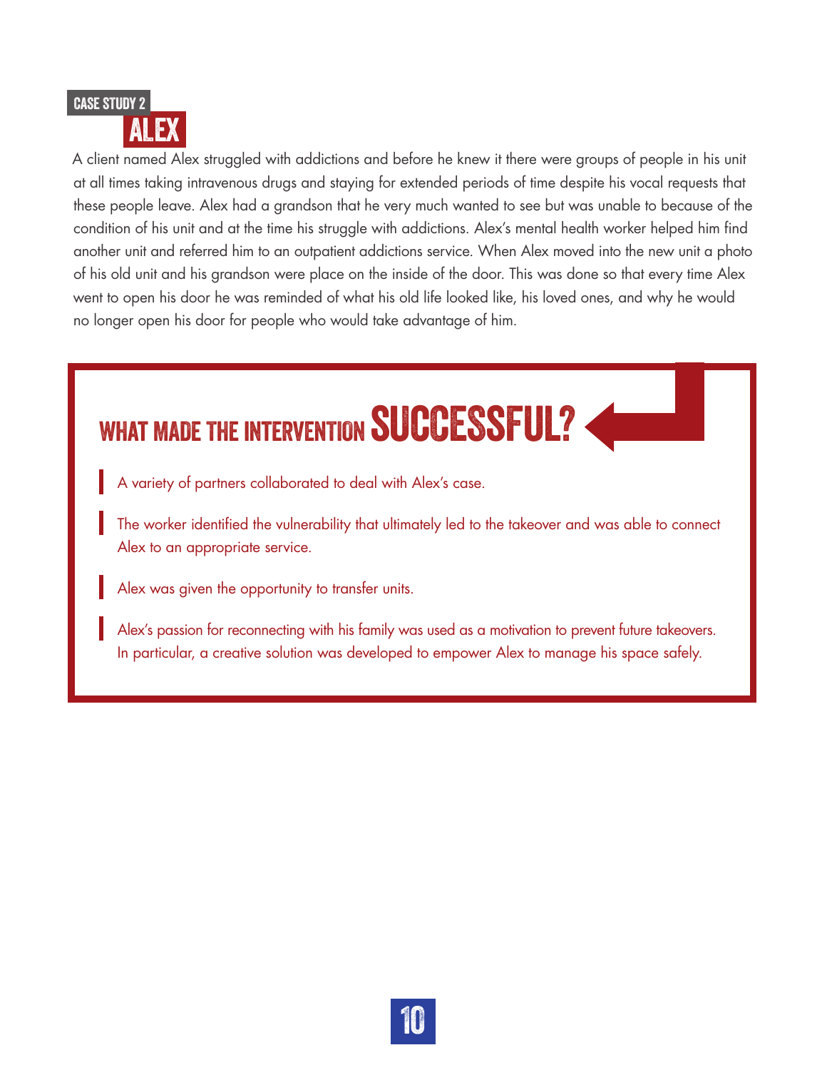CASE STUDY 2

# ALEX

A client named Alex struggled with addictions and before he knew it there were groups of people in his unit at all times taking intravenous drugs and staying for extended periods of time despite his vocal requests that these people leave. Alex had a grandson that he very much wanted to see but was unable to because of the condition of his unit and at the time his struggle with addictions. Alex's mental health worker helped him find another unit and referred him to an outpatient addictions service. When Alex moved into the new unit a photo of his old unit and his grandson were place on the inside of the door. This was done so that every time Alex went to open his door he was reminded of what his old life looked like, his loved ones, and why he would no longer open his door for people who would take advantage of him.

## WHAT MADE THE INTERVENTION SUCCESSFUL?

- A variety of partners collaborated to deal with Alex's case.
- The worker identified the vulnerability that ultimately led to the takeover and was able to connect Alex to an appropriate service.
- Alex was given the opportunity to transfer units.
- Alex's passion for reconnecting with his family was used as a motivation to prevent future takeovers. In particular, a creative solution was developed to empower Alex to manage his space safely.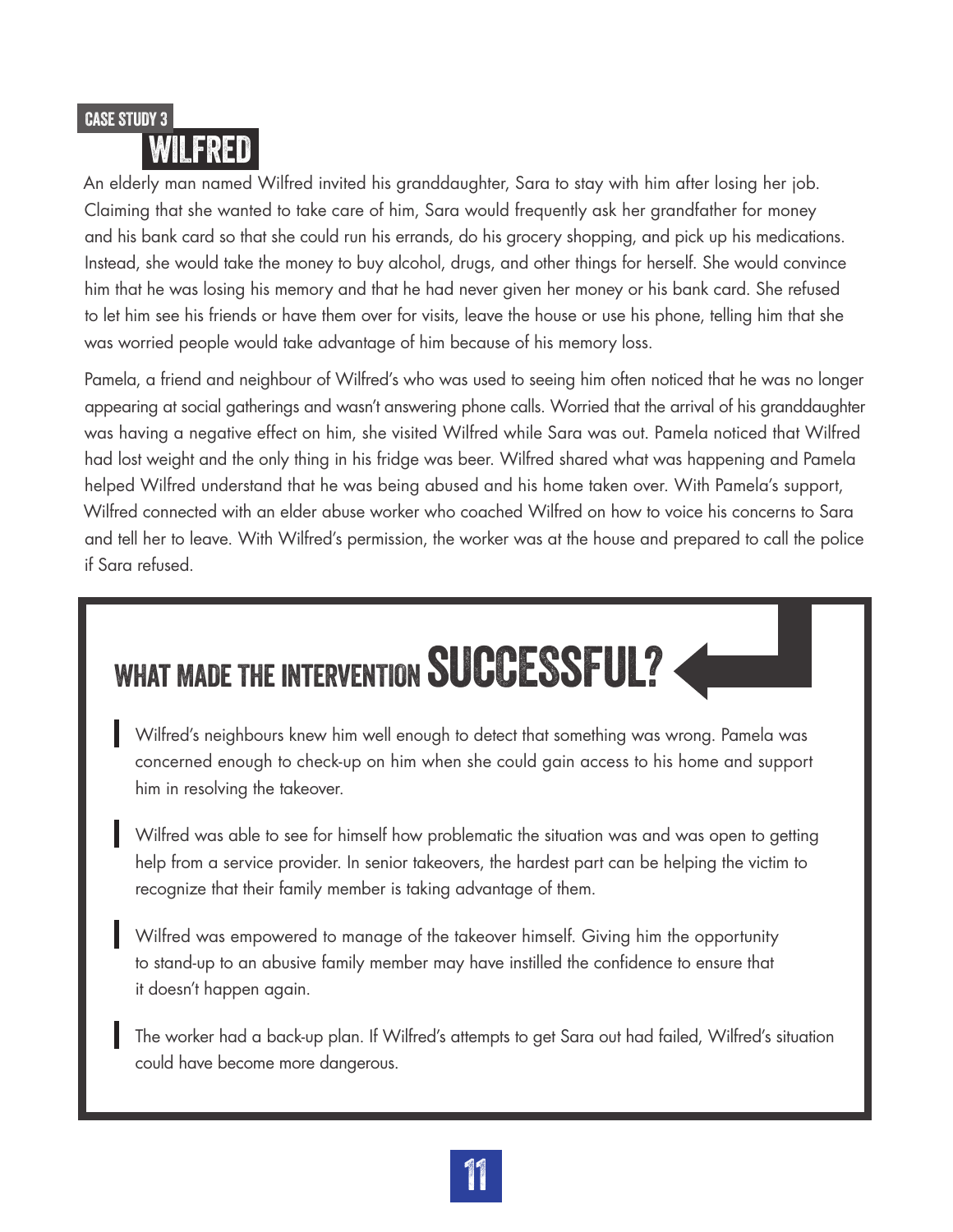CASE STUDY 3

# WILFRED

An elderly man named Wilfred invited his granddaughter, Sara to stay with him after losing her job. Claiming that she wanted to take care of him, Sara would frequently ask her grandfather for money and his bank card so that she could run his errands, do his grocery shopping, and pick up his medications. Instead, she would take the money to buy alcohol, drugs, and other things for herself. She would convince him that he was losing his memory and that he had never given her money or his bank card. She refused to let him see his friends or have them over for visits, leave the house or use his phone, telling him that she was worried people would take advantage of him because of his memory loss.

Pamela, a friend and neighbour of Wilfred's who was used to seeing him often noticed that he was no longer appearing at social gatherings and wasn't answering phone calls. Worried that the arrival of his granddaughter was having a negative effect on him, she visited Wilfred while Sara was out. Pamela noticed that Wilfred had lost weight and the only thing in his fridge was beer. Wilfred shared what was happening and Pamela helped Wilfred understand that he was being abused and his home taken over. With Pamela's support, Wilfred connected with an elder abuse worker who coached Wilfred on how to voice his concerns to Sara and tell her to leave. With Wilfred's permission, the worker was at the house and prepared to call the police if Sara refused.

## WHAT MADE THE INTERVENTION SUCCESSFUL?

- Wilfred's neighbours knew him well enough to detect that something was wrong. Pamela was concerned enough to check-up on him when she could gain access to his home and support him in resolving the takeover.

- Wilfred was able to see for himself how problematic the situation was and was open to getting help from a service provider. In senior takeovers, the hardest part can be helping the victim to recognize that their family member is taking advantage of them.

- Wilfred was empowered to manage of the takeover himself. Giving him the opportunity to stand-up to an abusive family member may have instilled the confidence to ensure that it doesn't happen again.

- The worker had a back-up plan. If Wilfred's attempts to get Sara out had failed, Wilfred's situation could have become more dangerous.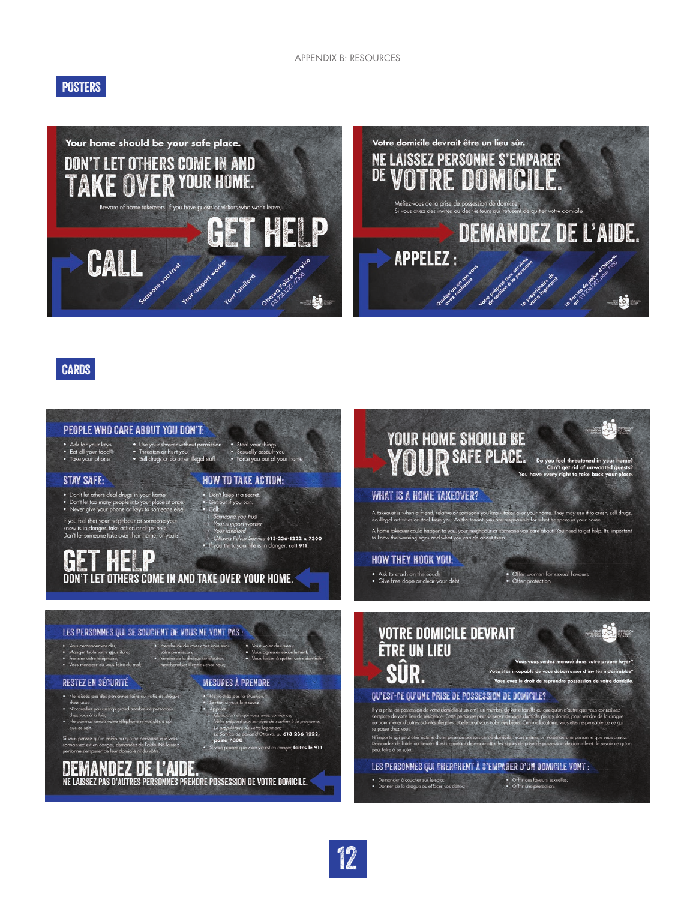## POSTERS

Your home should be your safe place.

# DON'T LET OTHERS COME IN AND TAKE OVER YOUR HOME.

Beware of home takeovers. If you have guests or visitors who won't leave,

GET HELP

CALL

- Someone you trust
- Your support worker
- Your landlord
- Ottawa Police Service 613-236-1222 x7300

Votre domicile devrait être un lieu sûr.

# NE LAISSEZ PERSONNE S'EMPARER DE VOTRE DOMICILE.

Méfiez-vous de la prise de possession de domicile.
Si vous avez des invités ou des visiteurs qui refusent de quitter votre domicile,

DEMANDEZ DE L'AIDE.

APPELEZ :

- Quelqu'un en qui vous avez confiance
- Votre préposé aux services de soutien à la personne
- Le propriétaire de votre logement
- Le Service de police d'Ottawa, au 613-236-1222, poste 7300

## CARDS

### PEOPLE WHO CARE ABOUT YOU DON'T:

- Ask for your keys
- Eat all your food
- Take your phone
- Use your shower without permission
- Threaten or hurt you
- Sell drugs or do other illegal stuff
- Steal your things
- Sexually assault you
- Force you out of your home

### STAY SAFE:

- Don't let others deal drugs in your home.
- Don't let too many people into your place at once.
- Never give your phone or keys to someone else.

If you feel that your neighbour or someone you know is in danger, take action and get help. Don't let someone take over their home, or yours.

### HOW TO TAKE ACTION:

- Don't keep it a secret.
- Get out if you can.
- Call:
  - Someone you trust
  - Your support worker
  - Your landlord
  - Ottawa Police Service 613-236-1222 x 7300
- If you think your life is in danger, call 911.

GET HELP

DON'T LET OTHERS COME IN AND TAKE OVER YOUR HOME.

### YOUR HOME SHOULD BE YOUR SAFE PLACE.

Do you feel threatened in your home?
Can't get rid of unwanted guests?
You have every right to take back your place.

### WHAT IS A HOME TAKEOVER?

A takeover is when a friend, relative or someone you know takes over your home. They may use it to crash, sell drugs, do illegal activities or steal from you. As the tenant, you are responsible for what happens in your home.

A home takeover could happen to you, your neighbour or someone you care about. You need to get help. It's important to know the warning signs and what you can do about them.

### HOW THEY HOOK YOU:

- Ask to crash on the couch
- Give free dope or clear your debt
- Offer women for sexual favours
- Offer protection

### LES PERSONNES QUI SE SOUCIENT DE VOUS NE VONT PAS :

- Vous demander vos clés;
- Manger toute votre nourriture;
- Prendre votre téléphone;
- Vous menacer ou vous faire du mal;
- Prendre des douches chez vous sans votre permission;
- Vendre de la drogue ou d'autres marchandises illégales chez vous;
- Vous voler des biens;
- Vous agresser sexuellement;
- Vous forcer à quitter votre domicile.

### RESTEZ EN SÉCURITÉ

- Ne laissez pas des personnes faire du trafic de drogue chez vous;
- N'accueillez pas un trop grand nombre de personnes chez vous à la fois;
- Ne donnez jamais votre téléphone ni vos clés à qui que ce soit.

Si vous pensez qu'un voisin ou qu'une personne que vous connaissez est en danger, demandez de l'aide. Ne laissez personne s'emparer de leur domicile ni du vôtre.

### MESURES À PRENDRE

- Ne cachez pas la situation.
- Sortez, si vous le pouvez.
- Appelez :
  - Quelqu'un en qui vous avez confiance;
  - Votre préposé aux services de soutien à la personne;
  - Le propriétaire de votre logement;
  - Le Service de police d'Ottawa, au 613-236-1222, poste 7300
- Si vous pensez que votre vie est en danger, faites le 911

DEMANDEZ DE L'AIDE.

NE LAISSEZ PAS D'AUTRES PERSONNES PRENDRE POSSESSION DE VOTRE DOMICILE.

### VOTRE DOMICILE DEVRAIT ÊTRE UN LIEU SÛR.

Vous vous sentez menacé dans votre propre loyer?
Vous êtes incapable de vous débarrasser d'invités indésirables?
Vous avez le droit de reprendre possession de votre domicile.

### QU'EST-CE QU'UNE PRISE DE POSSESSION DE DOMICILE?

Il y a prise de possession de votre domicile si un ami, un membre de votre famille ou quelqu'un d'autre que vous connaissez s'empare de votre lieu de résidence. Cette personne peut se servir de votre domicile pour y dormir, pour vendre de la drogue ou pour mener d'autres activités illégales, et elle peut vous voler des biens. Comme locataire, vous êtes responsable de ce qui se passe chez vous.

N'importe qui peut être victime d'une prise de possession de domicile : vous-même, un voisin ou une personne que vous aimez. Demandez de l'aide au besoin. Il est important de reconnaître les signes de prise de possession de domicile et de savoir ce qu'on peut faire à ce sujet.

### LES PERSONNES QUI CHERCHENT À S'EMPARER D'UN DOMICILE VONT :

- Demander à coucher sur le sofa;
- Donner de la drogue ou effacer vos dettes;
- Offrir des faveurs sexuelles;
- Offrir une protection.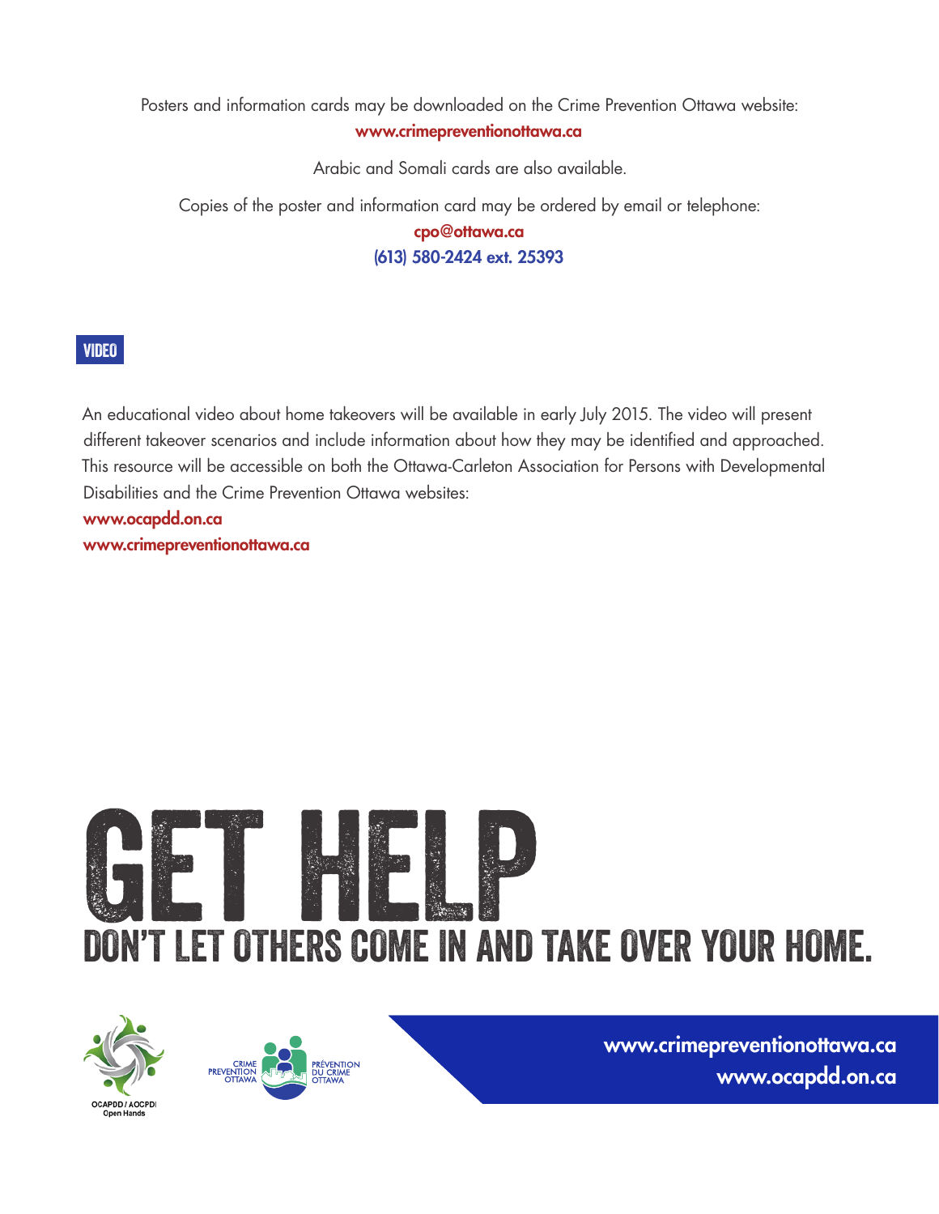Posters and information cards may be downloaded on the Crime Prevention Ottawa website:
**www.crimepreventionottawa.ca**

Arabic and Somali cards are also available.

Copies of the poster and information card may be ordered by email or telephone:
**cpo@ottawa.ca**
**(613) 580-2424 ext. 25393**

## VIDEO

An educational video about home takeovers will be available in early July 2015. The video will present different takeover scenarios and include information about how they may be identified and approached. This resource will be accessible on both the Ottawa-Carleton Association for Persons with Developmental Disabilities and the Crime Prevention Ottawa websites:

**www.ocapdd.on.ca**
**www.crimepreventionottawa.ca**

# GET HELP

## DON'T LET OTHERS COME IN AND TAKE OVER YOUR HOME.

OCAPDD / AOCPDI
Open Hands

CRIME PREVENTION OTTAWA
PRÉVENTION DU CRIME OTTAWA

**www.crimepreventionottawa.ca**
**www.ocapdd.on.ca**